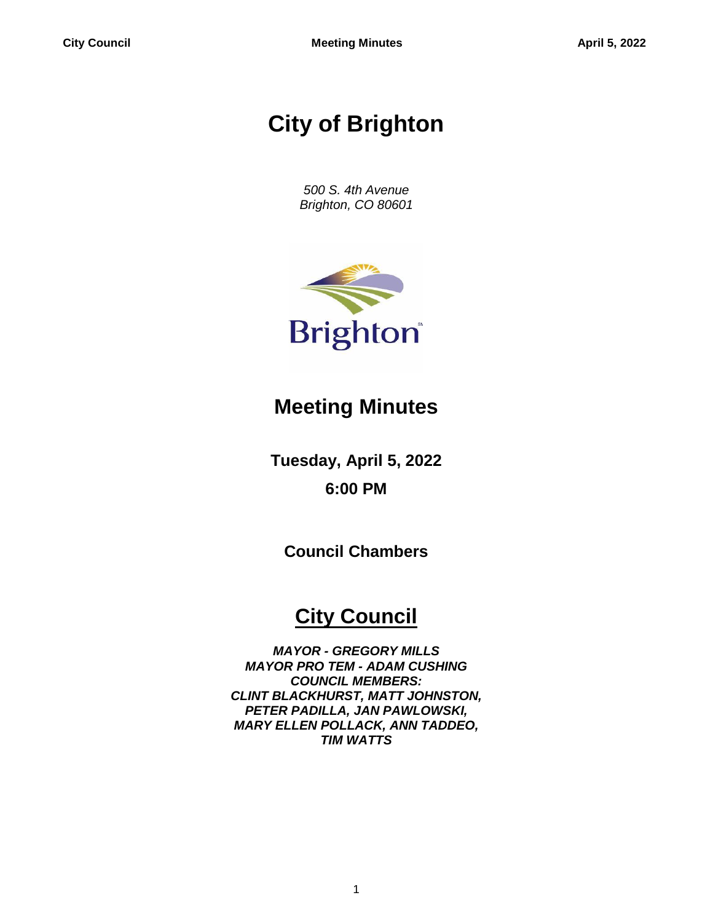# City of Brighton

*500 S. 4th Avenue*
*Brighton, CO 80601*

## Meeting Minutes

**Tuesday, April 5, 2022**

**6:00 PM**

**Council Chambers**

## City Council

***MAYOR - GREGORY MILLS***
***MAYOR PRO TEM - ADAM CUSHING***
***COUNCIL MEMBERS:***
***CLINT BLACKHURST, MATT JOHNSTON,***
***PETER PADILLA, JAN PAWLOWSKI,***
***MARY ELLEN POLLACK, ANN TADDEO,***
***TIM WATTS***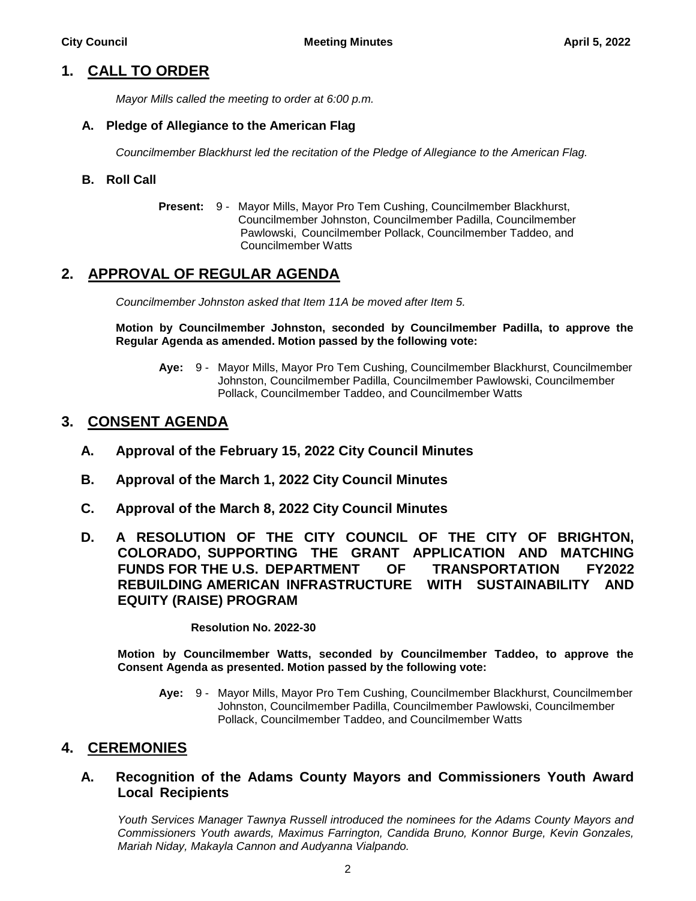## 1. CALL TO ORDER

*Mayor Mills called the meeting to order at 6:00 p.m.*

### A. Pledge of Allegiance to the American Flag

*Councilmember Blackhurst led the recitation of the Pledge of Allegiance to the American Flag.*

### B. Roll Call

**Present:** 9 - Mayor Mills, Mayor Pro Tem Cushing, Councilmember Blackhurst, Councilmember Johnston, Councilmember Padilla, Councilmember Pawlowski, Councilmember Pollack, Councilmember Taddeo, and Councilmember Watts

## 2. APPROVAL OF REGULAR AGENDA

*Councilmember Johnston asked that Item 11A be moved after Item 5.*

**Motion by Councilmember Johnston, seconded by Councilmember Padilla, to approve the Regular Agenda as amended. Motion passed by the following vote:**

**Aye:** 9 - Mayor Mills, Mayor Pro Tem Cushing, Councilmember Blackhurst, Councilmember Johnston, Councilmember Padilla, Councilmember Pawlowski, Councilmember Pollack, Councilmember Taddeo, and Councilmember Watts

## 3. CONSENT AGENDA

### A. Approval of the February 15, 2022 City Council Minutes

### B. Approval of the March 1, 2022 City Council Minutes

### C. Approval of the March 8, 2022 City Council Minutes

### D. A RESOLUTION OF THE CITY COUNCIL OF THE CITY OF BRIGHTON, COLORADO, SUPPORTING THE GRANT APPLICATION AND MATCHING FUNDS FOR THE U.S. DEPARTMENT OF TRANSPORTATION FY2022 REBUILDING AMERICAN INFRASTRUCTURE WITH SUSTAINABILITY AND EQUITY (RAISE) PROGRAM

**Resolution No. 2022-30**

**Motion by Councilmember Watts, seconded by Councilmember Taddeo, to approve the Consent Agenda as presented. Motion passed by the following vote:**

**Aye:** 9 - Mayor Mills, Mayor Pro Tem Cushing, Councilmember Blackhurst, Councilmember Johnston, Councilmember Padilla, Councilmember Pawlowski, Councilmember Pollack, Councilmember Taddeo, and Councilmember Watts

## 4. CEREMONIES

### A. Recognition of the Adams County Mayors and Commissioners Youth Award Local Recipients

*Youth Services Manager Tawnya Russell introduced the nominees for the Adams County Mayors and Commissioners Youth awards, Maximus Farrington, Candida Bruno, Konnor Burge, Kevin Gonzales, Mariah Niday, Makayla Cannon and Audyanna Vialpando.*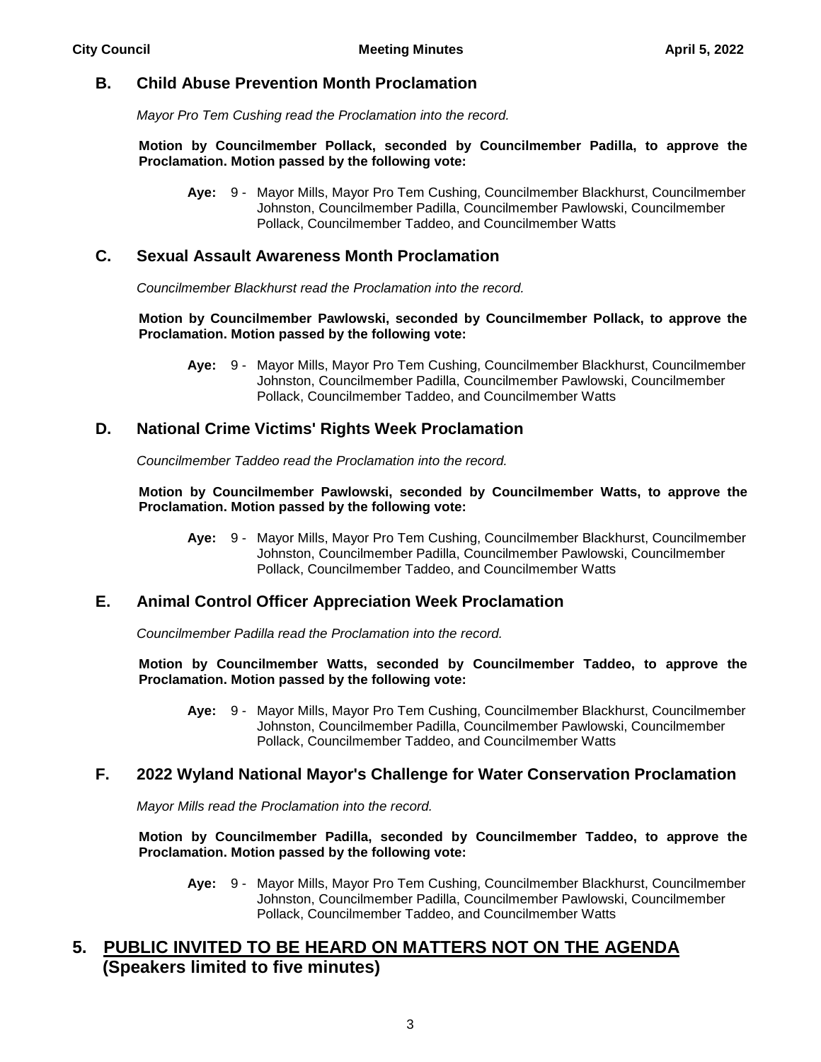## B. Child Abuse Prevention Month Proclamation

*Mayor Pro Tem Cushing read the Proclamation into the record.*

**Motion by Councilmember Pollack, seconded by Councilmember Padilla, to approve the Proclamation. Motion passed by the following vote:**

**Aye:** 9 - Mayor Mills, Mayor Pro Tem Cushing, Councilmember Blackhurst, Councilmember Johnston, Councilmember Padilla, Councilmember Pawlowski, Councilmember Pollack, Councilmember Taddeo, and Councilmember Watts

## C. Sexual Assault Awareness Month Proclamation

*Councilmember Blackhurst read the Proclamation into the record.*

**Motion by Councilmember Pawlowski, seconded by Councilmember Pollack, to approve the Proclamation. Motion passed by the following vote:**

**Aye:** 9 - Mayor Mills, Mayor Pro Tem Cushing, Councilmember Blackhurst, Councilmember Johnston, Councilmember Padilla, Councilmember Pawlowski, Councilmember Pollack, Councilmember Taddeo, and Councilmember Watts

## D. National Crime Victims' Rights Week Proclamation

*Councilmember Taddeo read the Proclamation into the record.*

**Motion by Councilmember Pawlowski, seconded by Councilmember Watts, to approve the Proclamation. Motion passed by the following vote:**

**Aye:** 9 - Mayor Mills, Mayor Pro Tem Cushing, Councilmember Blackhurst, Councilmember Johnston, Councilmember Padilla, Councilmember Pawlowski, Councilmember Pollack, Councilmember Taddeo, and Councilmember Watts

## E. Animal Control Officer Appreciation Week Proclamation

*Councilmember Padilla read the Proclamation into the record.*

**Motion by Councilmember Watts, seconded by Councilmember Taddeo, to approve the Proclamation. Motion passed by the following vote:**

**Aye:** 9 - Mayor Mills, Mayor Pro Tem Cushing, Councilmember Blackhurst, Councilmember Johnston, Councilmember Padilla, Councilmember Pawlowski, Councilmember Pollack, Councilmember Taddeo, and Councilmember Watts

## F. 2022 Wyland National Mayor's Challenge for Water Conservation Proclamation

*Mayor Mills read the Proclamation into the record.*

**Motion by Councilmember Padilla, seconded by Councilmember Taddeo, to approve the Proclamation. Motion passed by the following vote:**

**Aye:** 9 - Mayor Mills, Mayor Pro Tem Cushing, Councilmember Blackhurst, Councilmember Johnston, Councilmember Padilla, Councilmember Pawlowski, Councilmember Pollack, Councilmember Taddeo, and Councilmember Watts

# 5. PUBLIC INVITED TO BE HEARD ON MATTERS NOT ON THE AGENDA (Speakers limited to five minutes)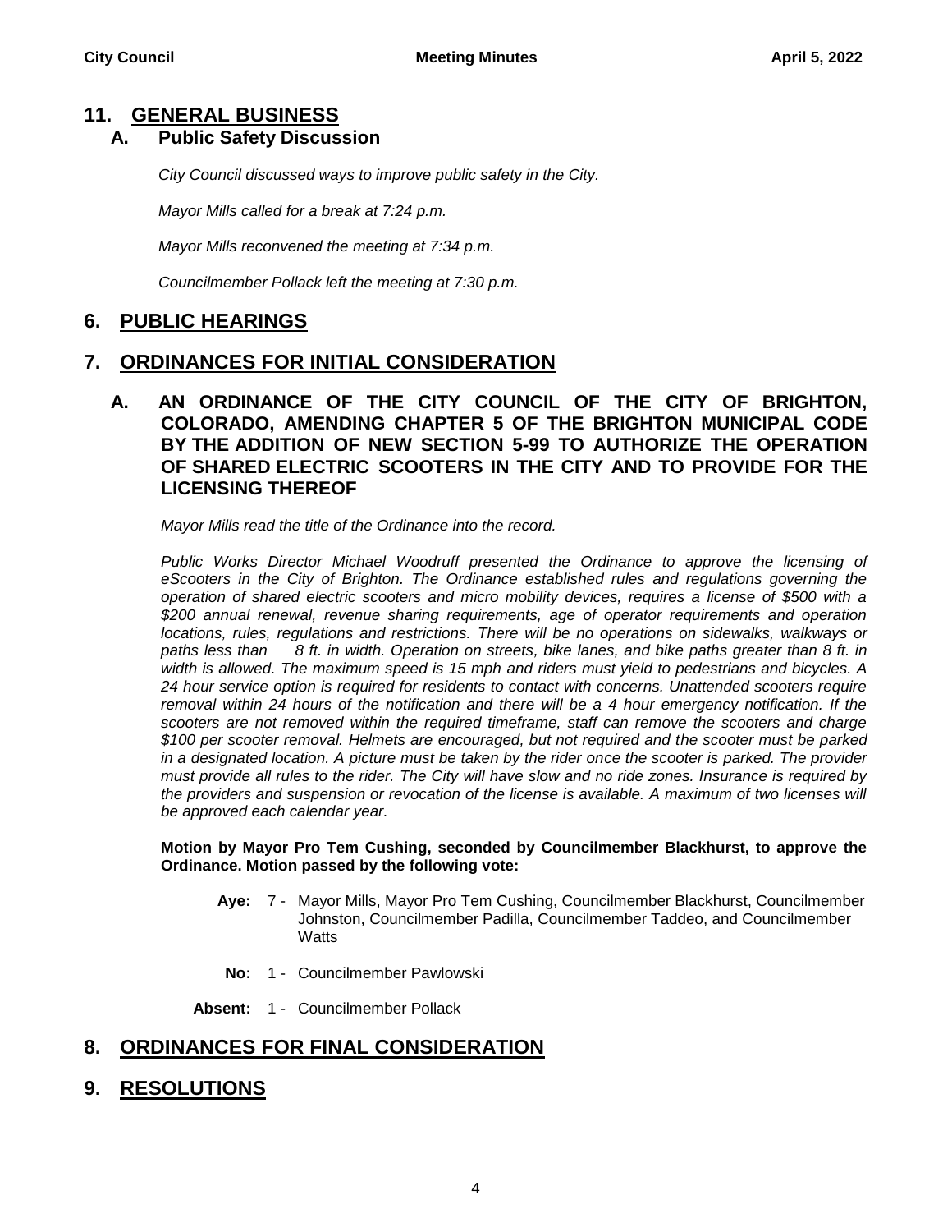## 11. GENERAL BUSINESS

### A. Public Safety Discussion

*City Council discussed ways to improve public safety in the City.*

*Mayor Mills called for a break at 7:24 p.m.*

*Mayor Mills reconvened the meeting at 7:34 p.m.*

*Councilmember Pollack left the meeting at 7:30 p.m.*

## 6. PUBLIC HEARINGS

## 7. ORDINANCES FOR INITIAL CONSIDERATION

### A. AN ORDINANCE OF THE CITY COUNCIL OF THE CITY OF BRIGHTON, COLORADO, AMENDING CHAPTER 5 OF THE BRIGHTON MUNICIPAL CODE BY THE ADDITION OF NEW SECTION 5-99 TO AUTHORIZE THE OPERATION OF SHARED ELECTRIC SCOOTERS IN THE CITY AND TO PROVIDE FOR THE LICENSING THEREOF

*Mayor Mills read the title of the Ordinance into the record.*

*Public Works Director Michael Woodruff presented the Ordinance to approve the licensing of eScooters in the City of Brighton. The Ordinance established rules and regulations governing the operation of shared electric scooters and micro mobility devices, requires a license of $500 with a $200 annual renewal, revenue sharing requirements, age of operator requirements and operation locations, rules, regulations and restrictions. There will be no operations on sidewalks, walkways or paths less than 8 ft. in width. Operation on streets, bike lanes, and bike paths greater than 8 ft. in width is allowed. The maximum speed is 15 mph and riders must yield to pedestrians and bicycles. A 24 hour service option is required for residents to contact with concerns. Unattended scooters require removal within 24 hours of the notification and there will be a 4 hour emergency notification. If the scooters are not removed within the required timeframe, staff can remove the scooters and charge $100 per scooter removal. Helmets are encouraged, but not required and the scooter must be parked in a designated location. A picture must be taken by the rider once the scooter is parked. The provider must provide all rules to the rider. The City will have slow and no ride zones. Insurance is required by the providers and suspension or revocation of the license is available. A maximum of two licenses will be approved each calendar year.*

**Motion by Mayor Pro Tem Cushing, seconded by Councilmember Blackhurst, to approve the Ordinance. Motion passed by the following vote:**

**Aye:** 7 - Mayor Mills, Mayor Pro Tem Cushing, Councilmember Blackhurst, Councilmember Johnston, Councilmember Padilla, Councilmember Taddeo, and Councilmember Watts

**No:** 1 - Councilmember Pawlowski

**Absent:** 1 - Councilmember Pollack

## 8. ORDINANCES FOR FINAL CONSIDERATION

## 9. RESOLUTIONS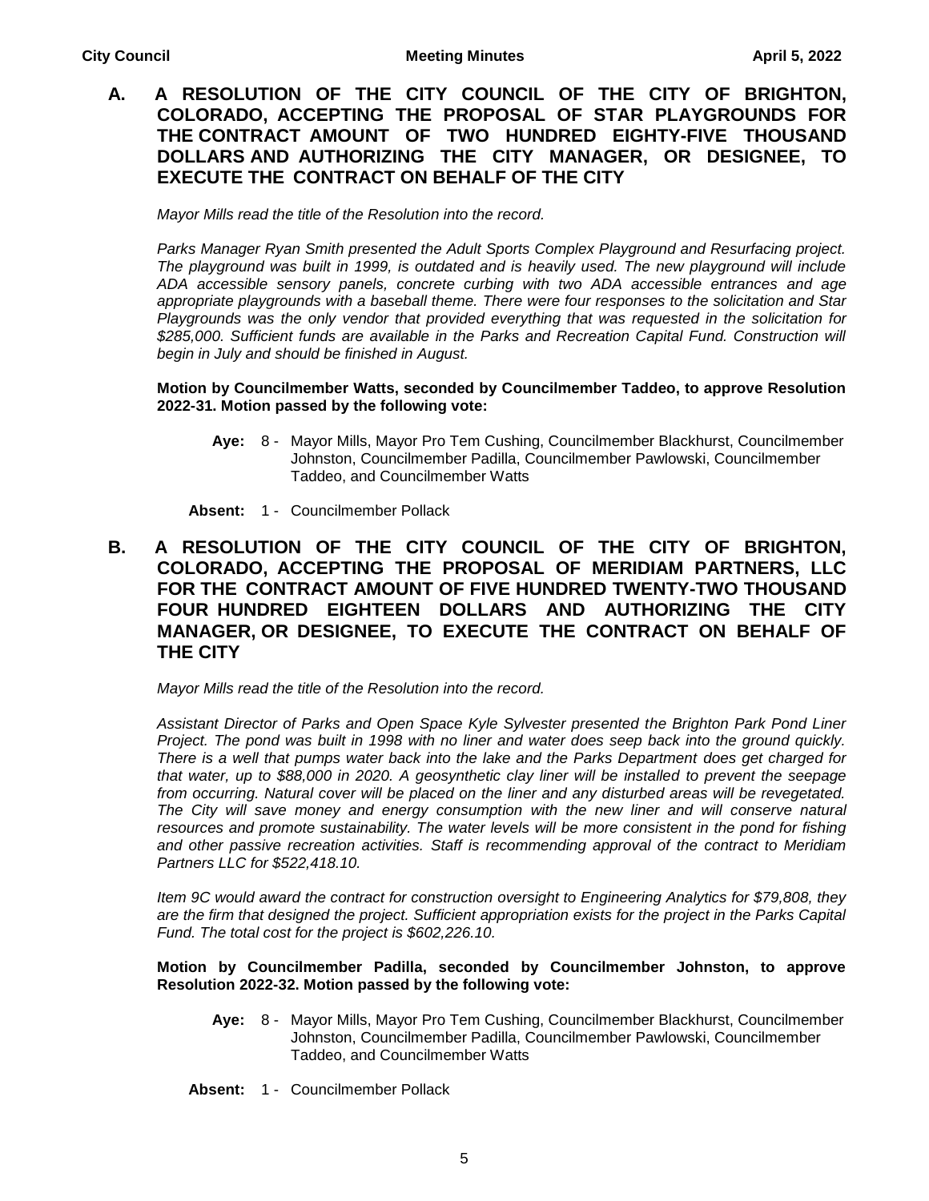**A. A RESOLUTION OF THE CITY COUNCIL OF THE CITY OF BRIGHTON, COLORADO, ACCEPTING THE PROPOSAL OF STAR PLAYGROUNDS FOR THE CONTRACT AMOUNT OF TWO HUNDRED EIGHTY-FIVE THOUSAND DOLLARS AND AUTHORIZING THE CITY MANAGER, OR DESIGNEE, TO EXECUTE THE CONTRACT ON BEHALF OF THE CITY**

*Mayor Mills read the title of the Resolution into the record.*

*Parks Manager Ryan Smith presented the Adult Sports Complex Playground and Resurfacing project. The playground was built in 1999, is outdated and is heavily used. The new playground will include ADA accessible sensory panels, concrete curbing with two ADA accessible entrances and age appropriate playgrounds with a baseball theme. There were four responses to the solicitation and Star Playgrounds was the only vendor that provided everything that was requested in the solicitation for $285,000. Sufficient funds are available in the Parks and Recreation Capital Fund. Construction will begin in July and should be finished in August.*

**Motion by Councilmember Watts, seconded by Councilmember Taddeo, to approve Resolution 2022-31. Motion passed by the following vote:**

**Aye:** 8 - Mayor Mills, Mayor Pro Tem Cushing, Councilmember Blackhurst, Councilmember Johnston, Councilmember Padilla, Councilmember Pawlowski, Councilmember Taddeo, and Councilmember Watts

**Absent:** 1 - Councilmember Pollack

**B. A RESOLUTION OF THE CITY COUNCIL OF THE CITY OF BRIGHTON, COLORADO, ACCEPTING THE PROPOSAL OF MERIDIAM PARTNERS, LLC FOR THE CONTRACT AMOUNT OF FIVE HUNDRED TWENTY-TWO THOUSAND FOUR HUNDRED EIGHTEEN DOLLARS AND AUTHORIZING THE CITY MANAGER, OR DESIGNEE, TO EXECUTE THE CONTRACT ON BEHALF OF THE CITY**

*Mayor Mills read the title of the Resolution into the record.*

*Assistant Director of Parks and Open Space Kyle Sylvester presented the Brighton Park Pond Liner Project. The pond was built in 1998 with no liner and water does seep back into the ground quickly. There is a well that pumps water back into the lake and the Parks Department does get charged for that water, up to $88,000 in 2020. A geosynthetic clay liner will be installed to prevent the seepage from occurring. Natural cover will be placed on the liner and any disturbed areas will be revegetated. The City will save money and energy consumption with the new liner and will conserve natural resources and promote sustainability. The water levels will be more consistent in the pond for fishing and other passive recreation activities. Staff is recommending approval of the contract to Meridiam Partners LLC for $522,418.10.*

*Item 9C would award the contract for construction oversight to Engineering Analytics for $79,808, they are the firm that designed the project. Sufficient appropriation exists for the project in the Parks Capital Fund. The total cost for the project is $602,226.10.*

**Motion by Councilmember Padilla, seconded by Councilmember Johnston, to approve Resolution 2022-32. Motion passed by the following vote:**

**Aye:** 8 - Mayor Mills, Mayor Pro Tem Cushing, Councilmember Blackhurst, Councilmember Johnston, Councilmember Padilla, Councilmember Pawlowski, Councilmember Taddeo, and Councilmember Watts

**Absent:** 1 - Councilmember Pollack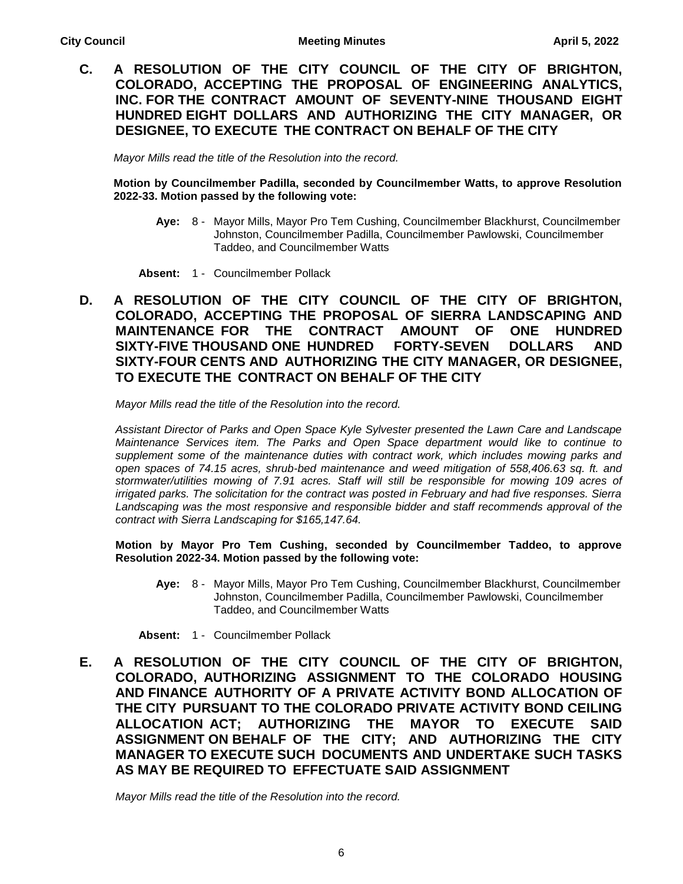**C. A RESOLUTION OF THE CITY COUNCIL OF THE CITY OF BRIGHTON, COLORADO, ACCEPTING THE PROPOSAL OF ENGINEERING ANALYTICS, INC. FOR THE CONTRACT AMOUNT OF SEVENTY-NINE THOUSAND EIGHT HUNDRED EIGHT DOLLARS AND AUTHORIZING THE CITY MANAGER, OR DESIGNEE, TO EXECUTE THE CONTRACT ON BEHALF OF THE CITY**

*Mayor Mills read the title of the Resolution into the record.*

**Motion by Councilmember Padilla, seconded by Councilmember Watts, to approve Resolution 2022-33. Motion passed by the following vote:**

**Aye:** 8 - Mayor Mills, Mayor Pro Tem Cushing, Councilmember Blackhurst, Councilmember Johnston, Councilmember Padilla, Councilmember Pawlowski, Councilmember Taddeo, and Councilmember Watts

**Absent:** 1 - Councilmember Pollack

**D. A RESOLUTION OF THE CITY COUNCIL OF THE CITY OF BRIGHTON, COLORADO, ACCEPTING THE PROPOSAL OF SIERRA LANDSCAPING AND MAINTENANCE FOR THE CONTRACT AMOUNT OF ONE HUNDRED SIXTY-FIVE THOUSAND ONE HUNDRED FORTY-SEVEN DOLLARS AND SIXTY-FOUR CENTS AND AUTHORIZING THE CITY MANAGER, OR DESIGNEE, TO EXECUTE THE CONTRACT ON BEHALF OF THE CITY**

*Mayor Mills read the title of the Resolution into the record.*

*Assistant Director of Parks and Open Space Kyle Sylvester presented the Lawn Care and Landscape Maintenance Services item. The Parks and Open Space department would like to continue to supplement some of the maintenance duties with contract work, which includes mowing parks and open spaces of 74.15 acres, shrub-bed maintenance and weed mitigation of 558,406.63 sq. ft. and stormwater/utilities mowing of 7.91 acres. Staff will still be responsible for mowing 109 acres of irrigated parks. The solicitation for the contract was posted in February and had five responses. Sierra Landscaping was the most responsive and responsible bidder and staff recommends approval of the contract with Sierra Landscaping for $165,147.64.*

**Motion by Mayor Pro Tem Cushing, seconded by Councilmember Taddeo, to approve Resolution 2022-34. Motion passed by the following vote:**

**Aye:** 8 - Mayor Mills, Mayor Pro Tem Cushing, Councilmember Blackhurst, Councilmember Johnston, Councilmember Padilla, Councilmember Pawlowski, Councilmember Taddeo, and Councilmember Watts

**Absent:** 1 - Councilmember Pollack

**E. A RESOLUTION OF THE CITY COUNCIL OF THE CITY OF BRIGHTON, COLORADO, AUTHORIZING ASSIGNMENT TO THE COLORADO HOUSING AND FINANCE AUTHORITY OF A PRIVATE ACTIVITY BOND ALLOCATION OF THE CITY PURSUANT TO THE COLORADO PRIVATE ACTIVITY BOND CEILING ALLOCATION ACT; AUTHORIZING THE MAYOR TO EXECUTE SAID ASSIGNMENT ON BEHALF OF THE CITY; AND AUTHORIZING THE CITY MANAGER TO EXECUTE SUCH DOCUMENTS AND UNDERTAKE SUCH TASKS AS MAY BE REQUIRED TO EFFECTUATE SAID ASSIGNMENT**

*Mayor Mills read the title of the Resolution into the record.*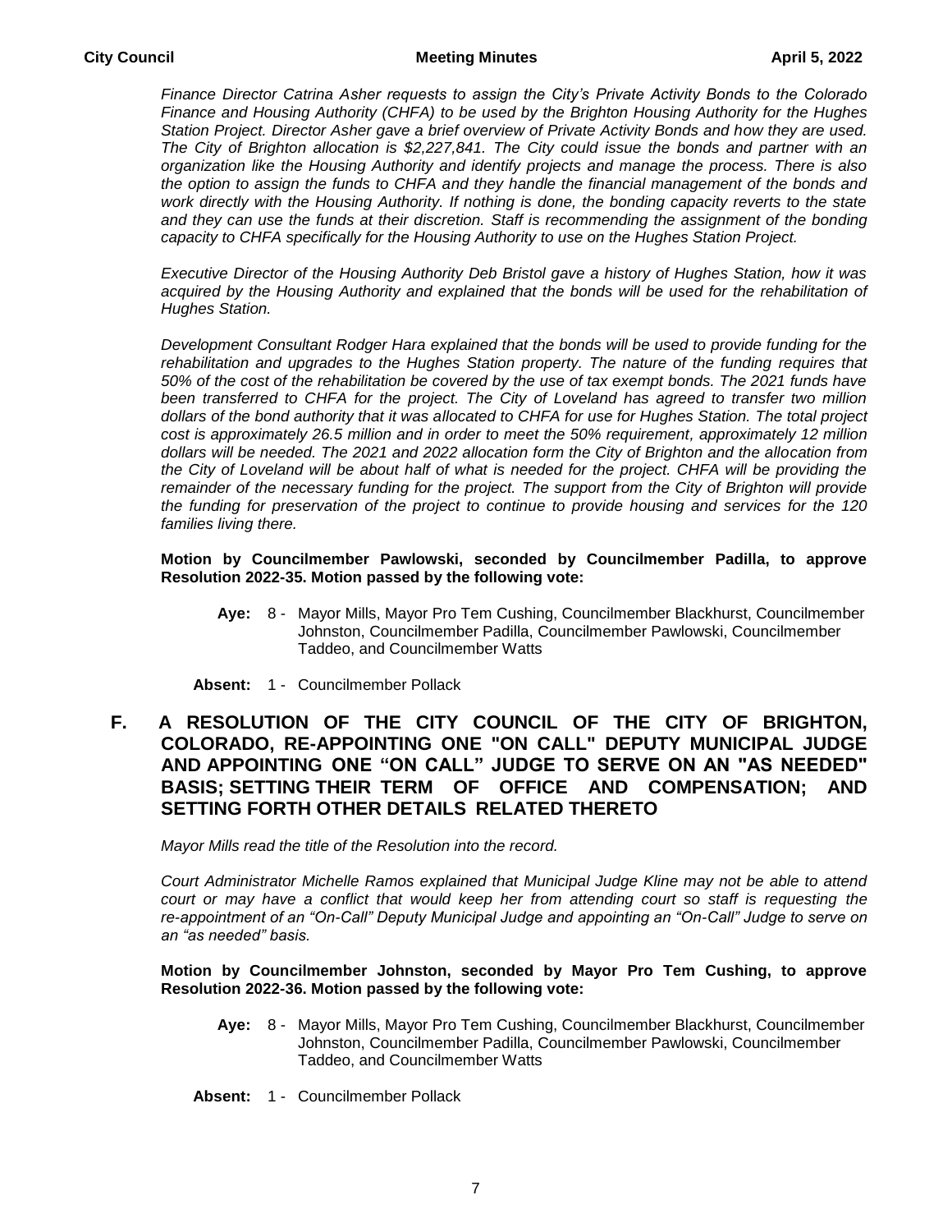*Finance Director Catrina Asher requests to assign the City's Private Activity Bonds to the Colorado Finance and Housing Authority (CHFA) to be used by the Brighton Housing Authority for the Hughes Station Project. Director Asher gave a brief overview of Private Activity Bonds and how they are used. The City of Brighton allocation is $2,227,841. The City could issue the bonds and partner with an organization like the Housing Authority and identify projects and manage the process. There is also the option to assign the funds to CHFA and they handle the financial management of the bonds and work directly with the Housing Authority. If nothing is done, the bonding capacity reverts to the state and they can use the funds at their discretion. Staff is recommending the assignment of the bonding capacity to CHFA specifically for the Housing Authority to use on the Hughes Station Project.*

*Executive Director of the Housing Authority Deb Bristol gave a history of Hughes Station, how it was acquired by the Housing Authority and explained that the bonds will be used for the rehabilitation of Hughes Station.*

*Development Consultant Rodger Hara explained that the bonds will be used to provide funding for the rehabilitation and upgrades to the Hughes Station property. The nature of the funding requires that 50% of the cost of the rehabilitation be covered by the use of tax exempt bonds. The 2021 funds have been transferred to CHFA for the project. The City of Loveland has agreed to transfer two million dollars of the bond authority that it was allocated to CHFA for use for Hughes Station. The total project cost is approximately 26.5 million and in order to meet the 50% requirement, approximately 12 million dollars will be needed. The 2021 and 2022 allocation form the City of Brighton and the allocation from the City of Loveland will be about half of what is needed for the project. CHFA will be providing the remainder of the necessary funding for the project. The support from the City of Brighton will provide the funding for preservation of the project to continue to provide housing and services for the 120 families living there.*

**Motion by Councilmember Pawlowski, seconded by Councilmember Padilla, to approve Resolution 2022-35. Motion passed by the following vote:**

**Aye:** 8 - Mayor Mills, Mayor Pro Tem Cushing, Councilmember Blackhurst, Councilmember Johnston, Councilmember Padilla, Councilmember Pawlowski, Councilmember Taddeo, and Councilmember Watts

**Absent:** 1 - Councilmember Pollack

## F. A RESOLUTION OF THE CITY COUNCIL OF THE CITY OF BRIGHTON, COLORADO, RE-APPOINTING ONE "ON CALL" DEPUTY MUNICIPAL JUDGE AND APPOINTING ONE "ON CALL" JUDGE TO SERVE ON AN "AS NEEDED" BASIS; SETTING THEIR TERM OF OFFICE AND COMPENSATION; AND SETTING FORTH OTHER DETAILS RELATED THERETO

*Mayor Mills read the title of the Resolution into the record.*

*Court Administrator Michelle Ramos explained that Municipal Judge Kline may not be able to attend court or may have a conflict that would keep her from attending court so staff is requesting the re-appointment of an "On-Call" Deputy Municipal Judge and appointing an "On-Call" Judge to serve on an "as needed" basis.*

**Motion by Councilmember Johnston, seconded by Mayor Pro Tem Cushing, to approve Resolution 2022-36. Motion passed by the following vote:**

**Aye:** 8 - Mayor Mills, Mayor Pro Tem Cushing, Councilmember Blackhurst, Councilmember Johnston, Councilmember Padilla, Councilmember Pawlowski, Councilmember Taddeo, and Councilmember Watts

**Absent:** 1 - Councilmember Pollack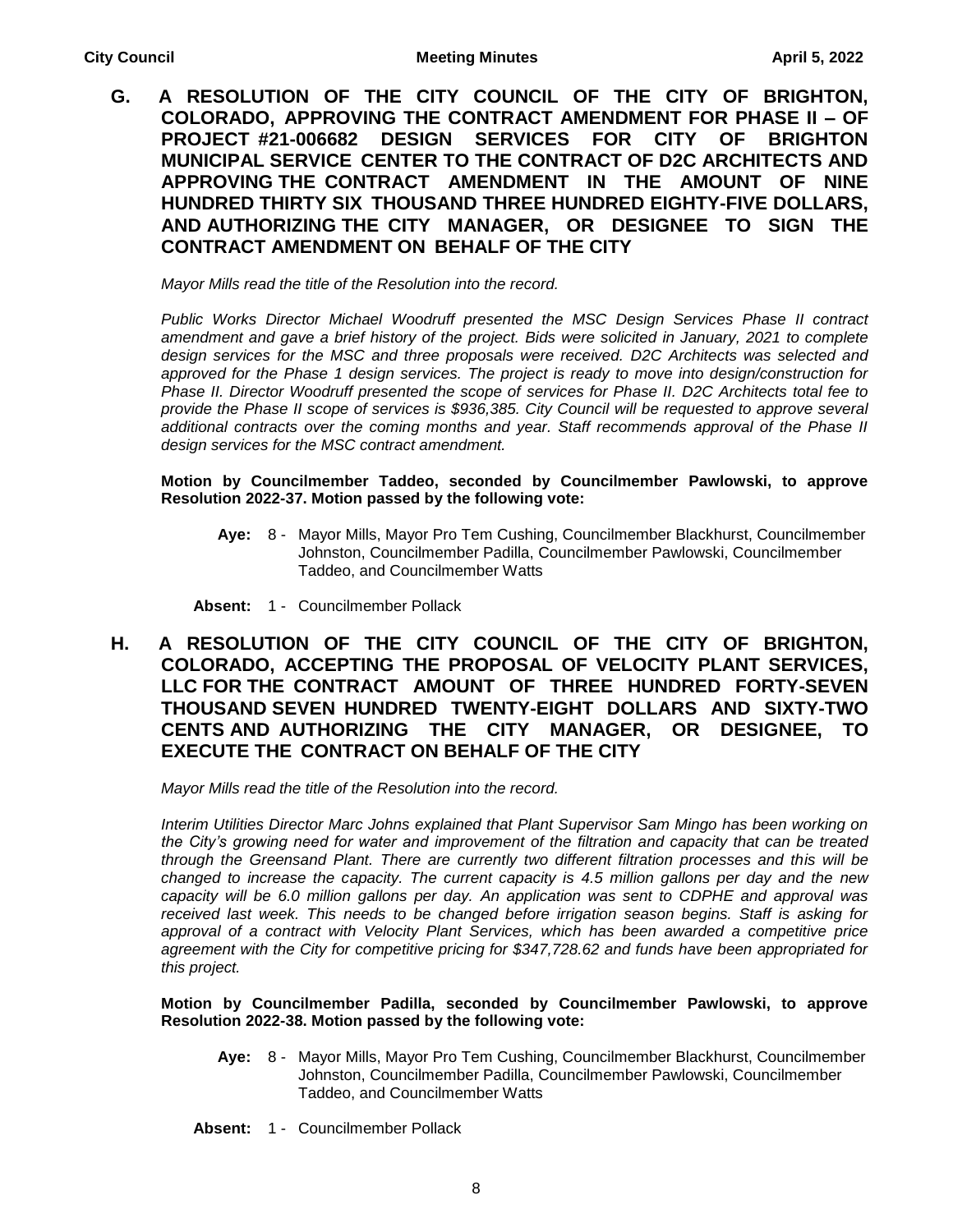**G. A RESOLUTION OF THE CITY COUNCIL OF THE CITY OF BRIGHTON, COLORADO, APPROVING THE CONTRACT AMENDMENT FOR PHASE II – OF PROJECT #21-006682 DESIGN SERVICES FOR CITY OF BRIGHTON MUNICIPAL SERVICE CENTER TO THE CONTRACT OF D2C ARCHITECTS AND APPROVING THE CONTRACT AMENDMENT IN THE AMOUNT OF NINE HUNDRED THIRTY SIX THOUSAND THREE HUNDRED EIGHTY-FIVE DOLLARS, AND AUTHORIZING THE CITY MANAGER, OR DESIGNEE TO SIGN THE CONTRACT AMENDMENT ON BEHALF OF THE CITY**

*Mayor Mills read the title of the Resolution into the record.*

*Public Works Director Michael Woodruff presented the MSC Design Services Phase II contract amendment and gave a brief history of the project. Bids were solicited in January, 2021 to complete design services for the MSC and three proposals were received. D2C Architects was selected and approved for the Phase 1 design services. The project is ready to move into design/construction for Phase II. Director Woodruff presented the scope of services for Phase II. D2C Architects total fee to provide the Phase II scope of services is $936,385. City Council will be requested to approve several additional contracts over the coming months and year. Staff recommends approval of the Phase II design services for the MSC contract amendment.*

**Motion by Councilmember Taddeo, seconded by Councilmember Pawlowski, to approve Resolution 2022-37. Motion passed by the following vote:**

**Aye:** 8 - Mayor Mills, Mayor Pro Tem Cushing, Councilmember Blackhurst, Councilmember Johnston, Councilmember Padilla, Councilmember Pawlowski, Councilmember Taddeo, and Councilmember Watts

**Absent:** 1 - Councilmember Pollack

**H. A RESOLUTION OF THE CITY COUNCIL OF THE CITY OF BRIGHTON, COLORADO, ACCEPTING THE PROPOSAL OF VELOCITY PLANT SERVICES, LLC FOR THE CONTRACT AMOUNT OF THREE HUNDRED FORTY-SEVEN THOUSAND SEVEN HUNDRED TWENTY-EIGHT DOLLARS AND SIXTY-TWO CENTS AND AUTHORIZING THE CITY MANAGER, OR DESIGNEE, TO EXECUTE THE CONTRACT ON BEHALF OF THE CITY**

*Mayor Mills read the title of the Resolution into the record.*

*Interim Utilities Director Marc Johns explained that Plant Supervisor Sam Mingo has been working on the City's growing need for water and improvement of the filtration and capacity that can be treated through the Greensand Plant. There are currently two different filtration processes and this will be changed to increase the capacity. The current capacity is 4.5 million gallons per day and the new capacity will be 6.0 million gallons per day. An application was sent to CDPHE and approval was received last week. This needs to be changed before irrigation season begins. Staff is asking for approval of a contract with Velocity Plant Services, which has been awarded a competitive price agreement with the City for competitive pricing for $347,728.62 and funds have been appropriated for this project.*

**Motion by Councilmember Padilla, seconded by Councilmember Pawlowski, to approve Resolution 2022-38. Motion passed by the following vote:**

**Aye:** 8 - Mayor Mills, Mayor Pro Tem Cushing, Councilmember Blackhurst, Councilmember Johnston, Councilmember Padilla, Councilmember Pawlowski, Councilmember Taddeo, and Councilmember Watts

**Absent:** 1 - Councilmember Pollack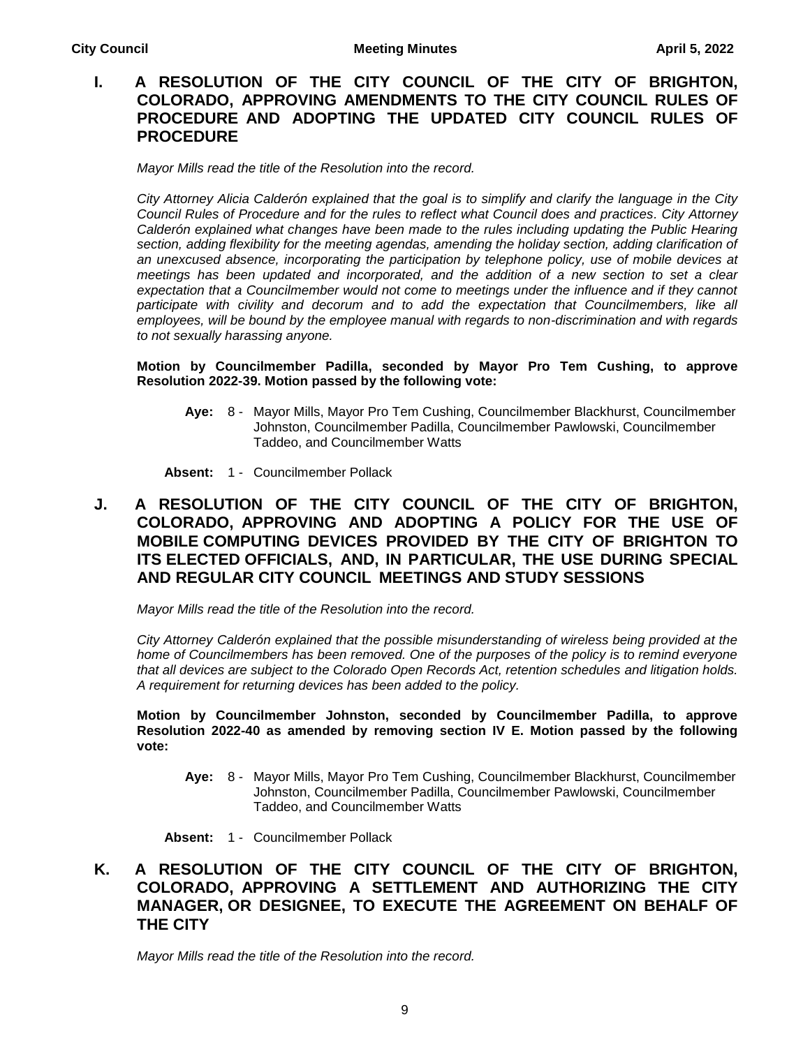## I. A RESOLUTION OF THE CITY COUNCIL OF THE CITY OF BRIGHTON, COLORADO, APPROVING AMENDMENTS TO THE CITY COUNCIL RULES OF PROCEDURE AND ADOPTING THE UPDATED CITY COUNCIL RULES OF PROCEDURE

*Mayor Mills read the title of the Resolution into the record.*

*City Attorney Alicia Calderón explained that the goal is to simplify and clarify the language in the City Council Rules of Procedure and for the rules to reflect what Council does and practices. City Attorney Calderón explained what changes have been made to the rules including updating the Public Hearing section, adding flexibility for the meeting agendas, amending the holiday section, adding clarification of an unexcused absence, incorporating the participation by telephone policy, use of mobile devices at meetings has been updated and incorporated, and the addition of a new section to set a clear expectation that a Councilmember would not come to meetings under the influence and if they cannot participate with civility and decorum and to add the expectation that Councilmembers, like all employees, will be bound by the employee manual with regards to non-discrimination and with regards to not sexually harassing anyone.*

**Motion by Councilmember Padilla, seconded by Mayor Pro Tem Cushing, to approve Resolution 2022-39. Motion passed by the following vote:**

**Aye:** 8 - Mayor Mills, Mayor Pro Tem Cushing, Councilmember Blackhurst, Councilmember Johnston, Councilmember Padilla, Councilmember Pawlowski, Councilmember Taddeo, and Councilmember Watts

**Absent:** 1 - Councilmember Pollack

## J. A RESOLUTION OF THE CITY COUNCIL OF THE CITY OF BRIGHTON, COLORADO, APPROVING AND ADOPTING A POLICY FOR THE USE OF MOBILE COMPUTING DEVICES PROVIDED BY THE CITY OF BRIGHTON TO ITS ELECTED OFFICIALS, AND, IN PARTICULAR, THE USE DURING SPECIAL AND REGULAR CITY COUNCIL MEETINGS AND STUDY SESSIONS

*Mayor Mills read the title of the Resolution into the record.*

*City Attorney Calderón explained that the possible misunderstanding of wireless being provided at the home of Councilmembers has been removed. One of the purposes of the policy is to remind everyone that all devices are subject to the Colorado Open Records Act, retention schedules and litigation holds. A requirement for returning devices has been added to the policy.*

**Motion by Councilmember Johnston, seconded by Councilmember Padilla, to approve Resolution 2022-40 as amended by removing section IV E. Motion passed by the following vote:**

**Aye:** 8 - Mayor Mills, Mayor Pro Tem Cushing, Councilmember Blackhurst, Councilmember Johnston, Councilmember Padilla, Councilmember Pawlowski, Councilmember Taddeo, and Councilmember Watts

**Absent:** 1 - Councilmember Pollack

## K. A RESOLUTION OF THE CITY COUNCIL OF THE CITY OF BRIGHTON, COLORADO, APPROVING A SETTLEMENT AND AUTHORIZING THE CITY MANAGER, OR DESIGNEE, TO EXECUTE THE AGREEMENT ON BEHALF OF THE CITY

*Mayor Mills read the title of the Resolution into the record.*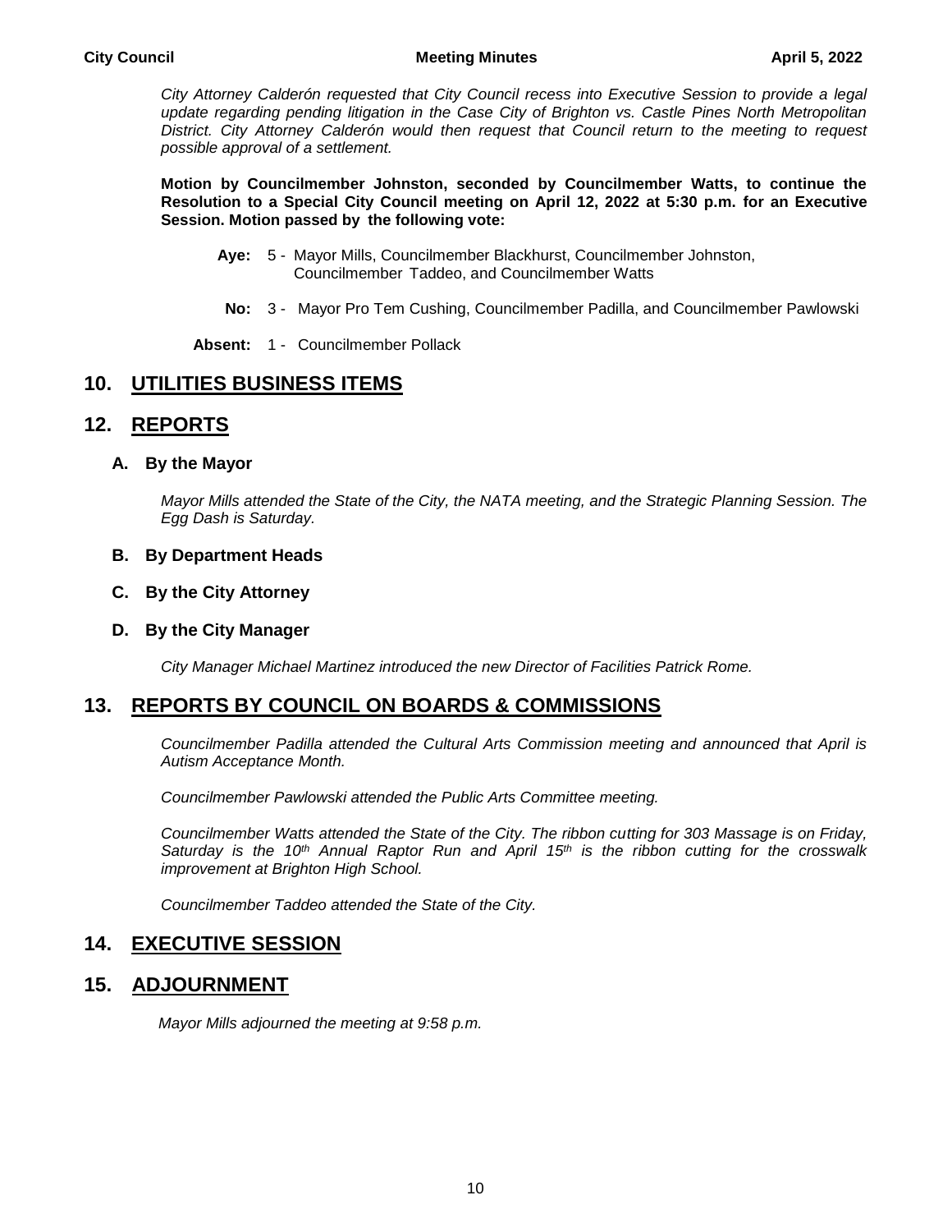*City Attorney Calderón requested that City Council recess into Executive Session to provide a legal update regarding pending litigation in the Case City of Brighton vs. Castle Pines North Metropolitan District. City Attorney Calderón would then request that Council return to the meeting to request possible approval of a settlement.*

**Motion by Councilmember Johnston, seconded by Councilmember Watts, to continue the Resolution to a Special City Council meeting on April 12, 2022 at 5:30 p.m. for an Executive Session. Motion passed by the following vote:**

**Aye:** 5 - Mayor Mills, Councilmember Blackhurst, Councilmember Johnston, Councilmember Taddeo, and Councilmember Watts

**No:** 3 - Mayor Pro Tem Cushing, Councilmember Padilla, and Councilmember Pawlowski

**Absent:** 1 - Councilmember Pollack

## 10. UTILITIES BUSINESS ITEMS

## 12. REPORTS

### A. By the Mayor

*Mayor Mills attended the State of the City, the NATA meeting, and the Strategic Planning Session. The Egg Dash is Saturday.*

### B. By Department Heads

### C. By the City Attorney

### D. By the City Manager

*City Manager Michael Martinez introduced the new Director of Facilities Patrick Rome.*

## 13. REPORTS BY COUNCIL ON BOARDS & COMMISSIONS

*Councilmember Padilla attended the Cultural Arts Commission meeting and announced that April is Autism Acceptance Month.*

*Councilmember Pawlowski attended the Public Arts Committee meeting.*

*Councilmember Watts attended the State of the City. The ribbon cutting for 303 Massage is on Friday, Saturday is the 10th Annual Raptor Run and April 15th is the ribbon cutting for the crosswalk improvement at Brighton High School.*

*Councilmember Taddeo attended the State of the City.*

## 14. EXECUTIVE SESSION

## 15. ADJOURNMENT

*Mayor Mills adjourned the meeting at 9:58 p.m.*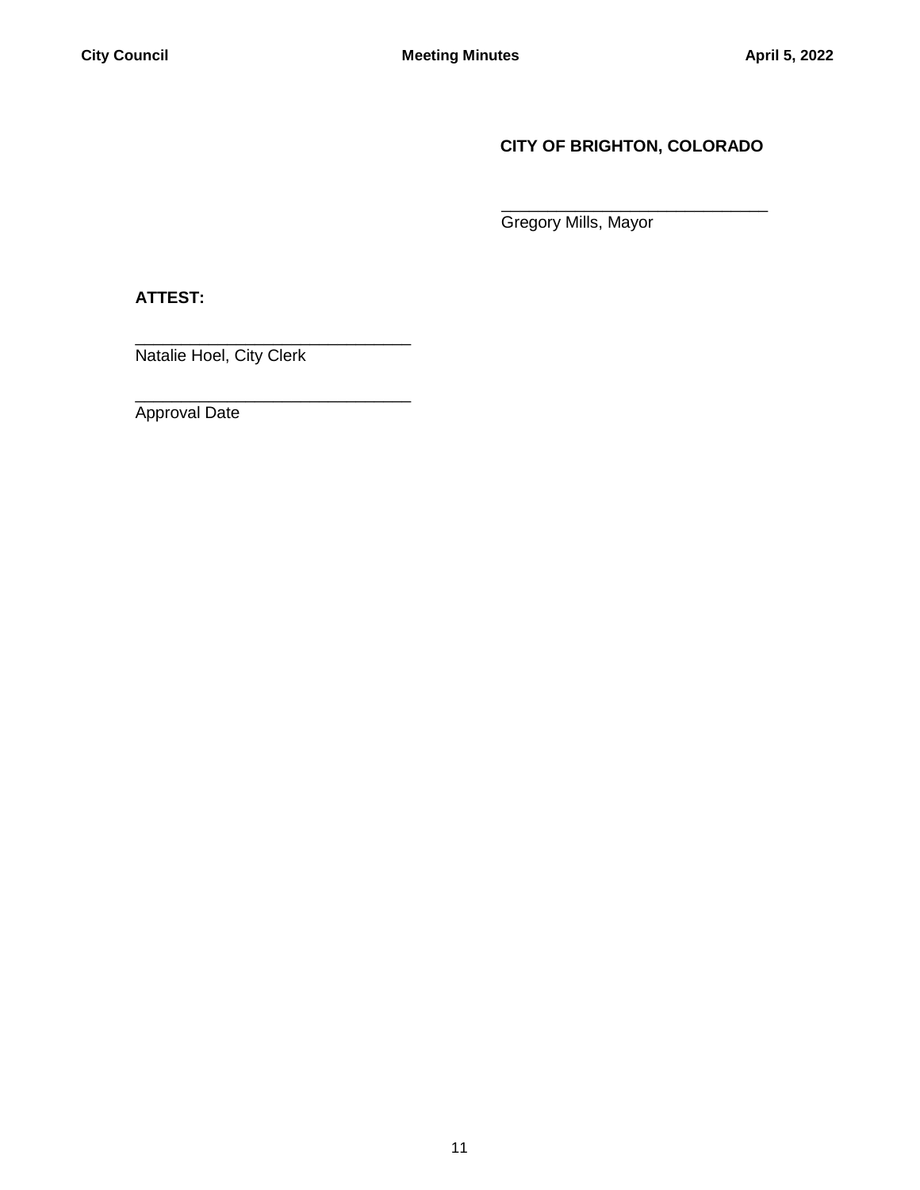**CITY OF BRIGHTON, COLORADO**

______________________________
Gregory Mills, Mayor

**ATTEST:**

______________________________
Natalie Hoel, City Clerk

______________________________
Approval Date